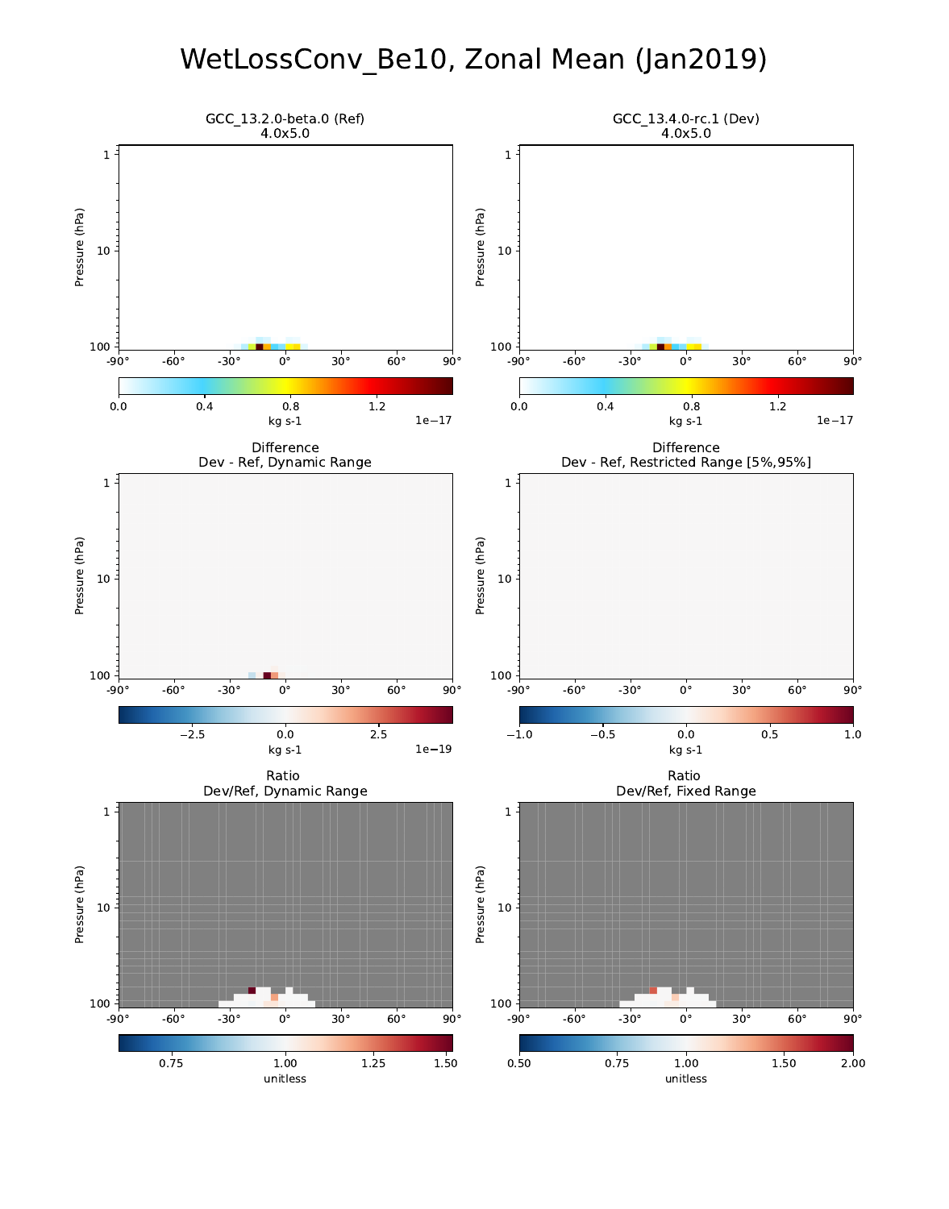# WetLossConv_Be10, Zonal Mean (Jan2019)

GCC_13.2.0-beta.0 (Ref)
4.0x5.0

GCC_13.4.0-rc.1 (Dev)
4.0x5.0

Difference
Dev - Ref, Dynamic Range

Difference
Dev - Ref, Restricted Range [5%,95%]

Ratio
Dev/Ref, Dynamic Range

Ratio
Dev/Ref, Fixed Range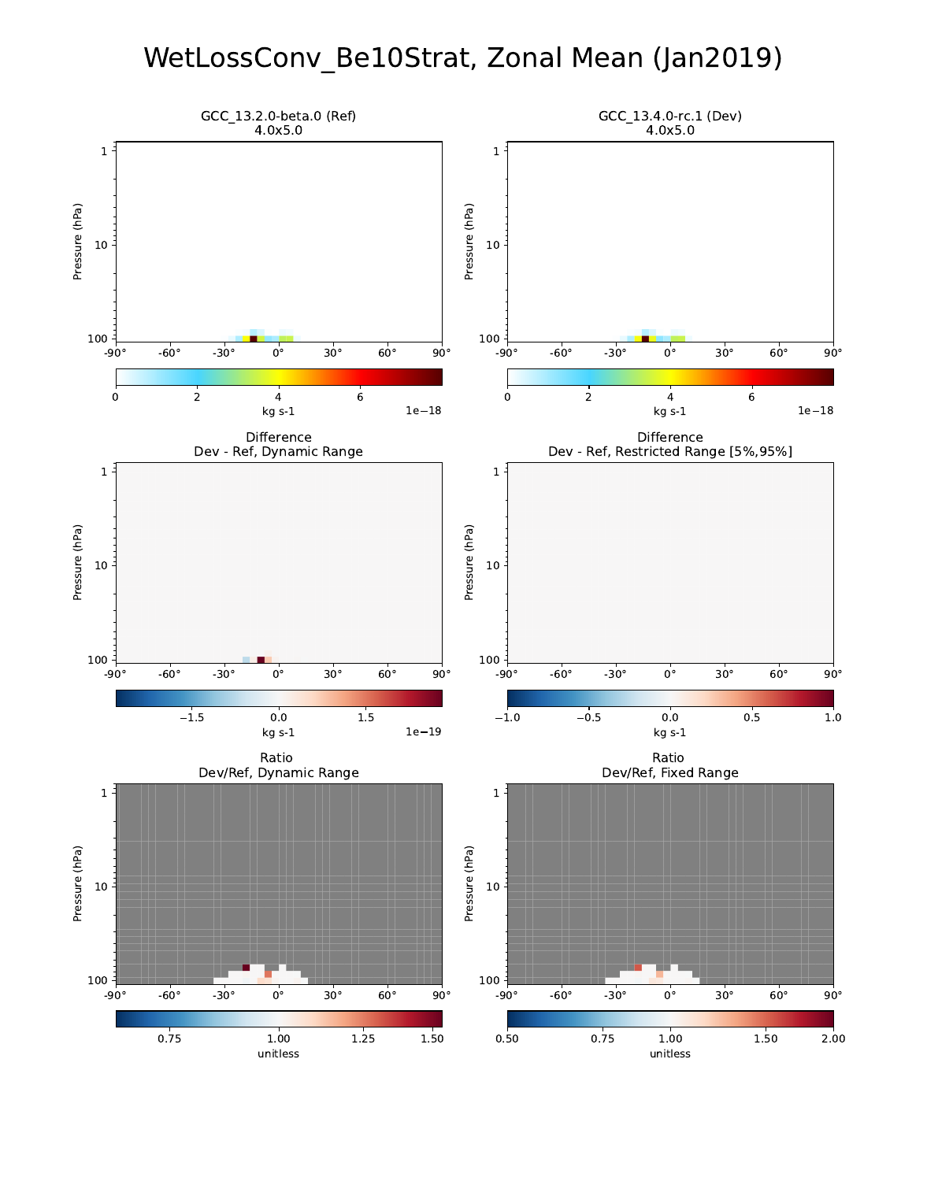# WetLossConv_Be10Strat, Zonal Mean (Jan2019)

GCC_13.2.0-beta.0 (Ref)
4.0x5.0

GCC_13.4.0-rc.1 (Dev)
4.0x5.0

Difference
Dev - Ref, Dynamic Range

Difference
Dev - Ref, Restricted Range [5%,95%]

Ratio
Dev/Ref, Dynamic Range

Ratio
Dev/Ref, Fixed Range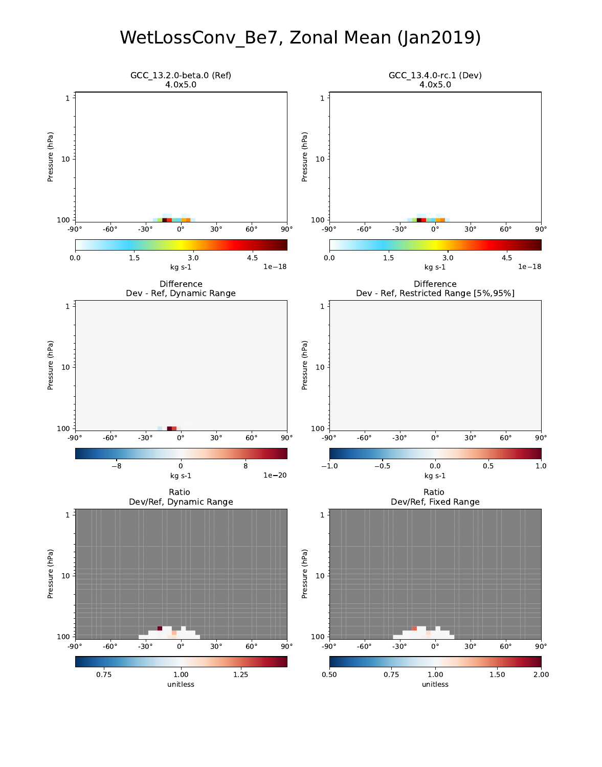# WetLossConv_Be7, Zonal Mean (Jan2019)

GCC_13.2.0-beta.0 (Ref)
4.0x5.0

GCC_13.4.0-rc.1 (Dev)
4.0x5.0

Pressure (hPa)

kg s-1 1e−18

Difference
Dev - Ref, Dynamic Range

Difference
Dev - Ref, Restricted Range [5%,95%]

kg s-1 1e−20

kg s-1

Ratio
Dev/Ref, Dynamic Range

Ratio
Dev/Ref, Fixed Range

unitless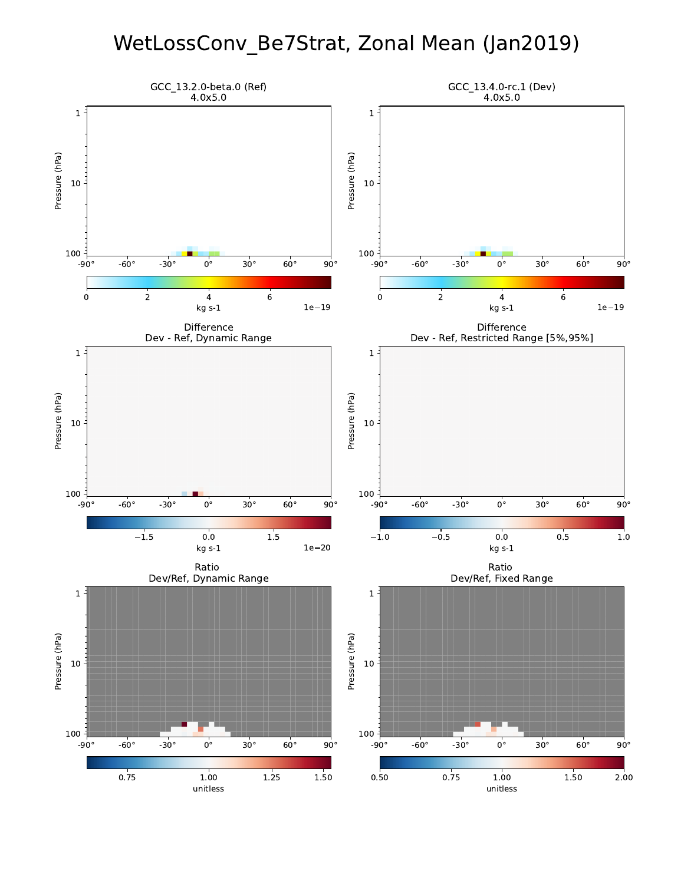# WetLossConv_Be7Strat, Zonal Mean (Jan2019)

GCC_13.2.0-beta.0 (Ref)
4.0x5.0

Pressure (hPa)

kg s-1 1e−19

GCC_13.4.0-rc.1 (Dev)
4.0x5.0

Pressure (hPa)

kg s-1 1e−19

Difference
Dev - Ref, Dynamic Range

kg s-1 1e−20

Difference
Dev - Ref, Restricted Range [5%,95%]

kg s-1

Ratio
Dev/Ref, Dynamic Range

unitless

Ratio
Dev/Ref, Fixed Range

unitless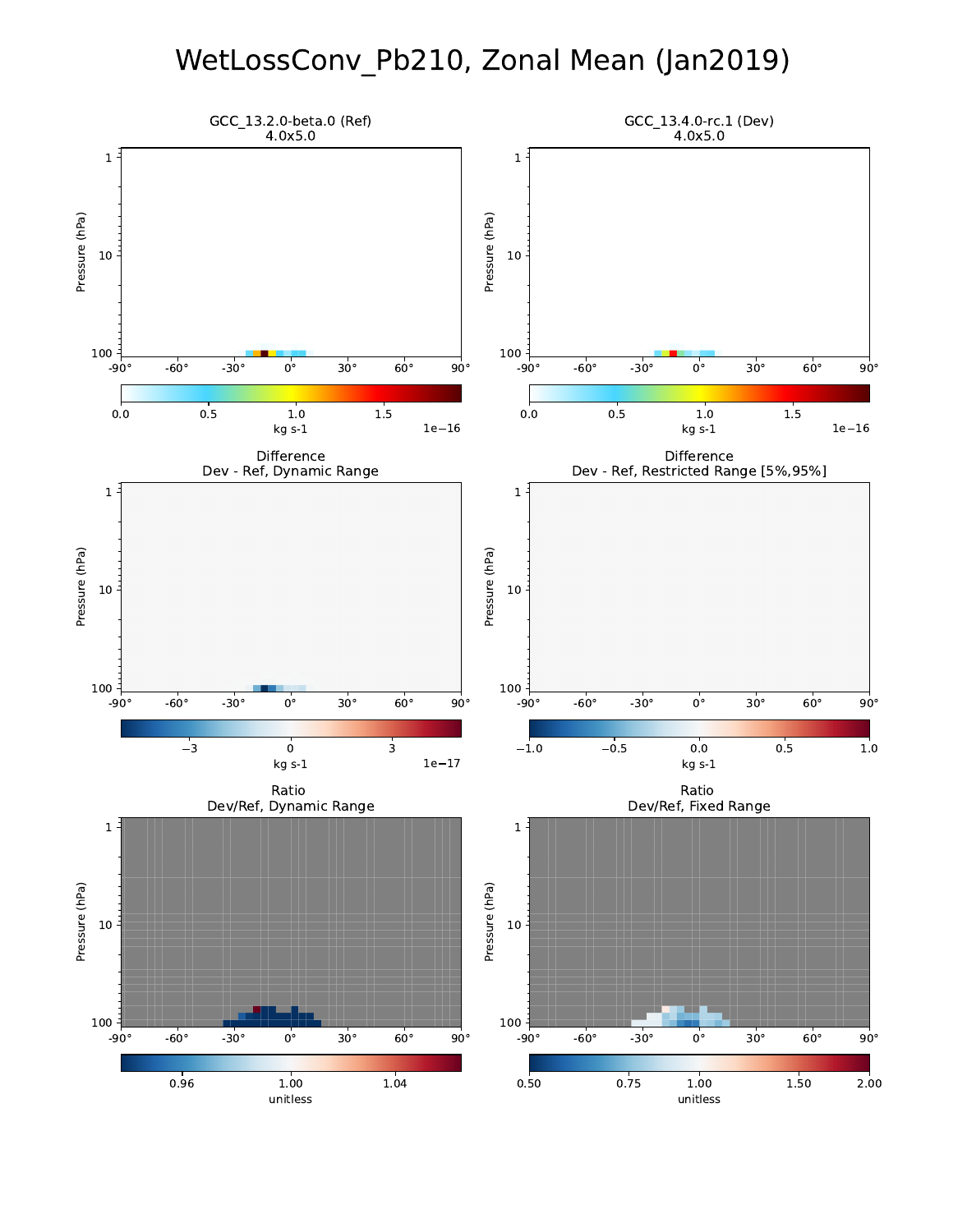# WetLossConv_Pb210, Zonal Mean (Jan2019)

GCC_13.2.0-beta.0 (Ref)
4.0x5.0

GCC_13.4.0-rc.1 (Dev)
4.0x5.0

Difference
Dev - Ref, Dynamic Range

Difference
Dev - Ref, Restricted Range [5%,95%]

Ratio
Dev/Ref, Dynamic Range

Ratio
Dev/Ref, Fixed Range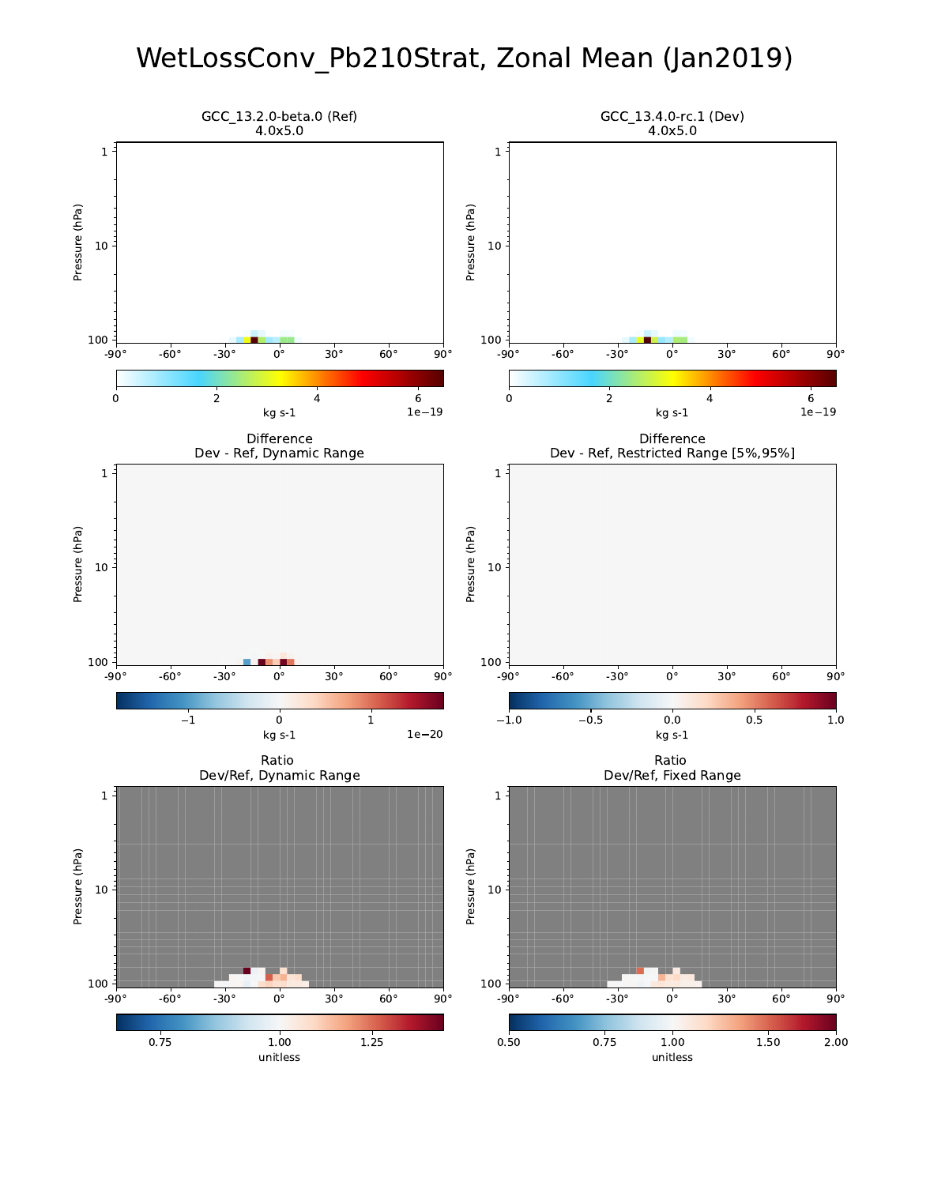# WetLossConv_Pb210Strat, Zonal Mean (Jan2019)

GCC_13.2.0-beta.0 (Ref)
4.0x5.0

Pressure (hPa)
1
10
100
-90° -60° -30° 0° 30° 60° 90°
0 2 4 6
kg s-1
1e−19

GCC_13.4.0-rc.1 (Dev)
4.0x5.0

Pressure (hPa)
1
10
100
-90° -60° -30° 0° 30° 60° 90°
0 2 4 6
kg s-1
1e−19

Difference
Dev - Ref, Dynamic Range

Pressure (hPa)
1
10
100
-90° -60° -30° 0° 30° 60° 90°
−1 0 1
kg s-1
1e−20

Difference
Dev - Ref, Restricted Range [5%,95%]

Pressure (hPa)
1
10
100
-90° -60° -30° 0° 30° 60° 90°
−1.0 −0.5 0.0 0.5 1.0
kg s-1

Ratio
Dev/Ref, Dynamic Range

Pressure (hPa)
1
10
100
-90° -60° -30° 0° 30° 60° 90°
0.75 1.00 1.25
unitless

Ratio
Dev/Ref, Fixed Range

Pressure (hPa)
1
10
100
-90° -60° -30° 0° 30° 60° 90°
0.50 0.75 1.00 1.50 2.00
unitless